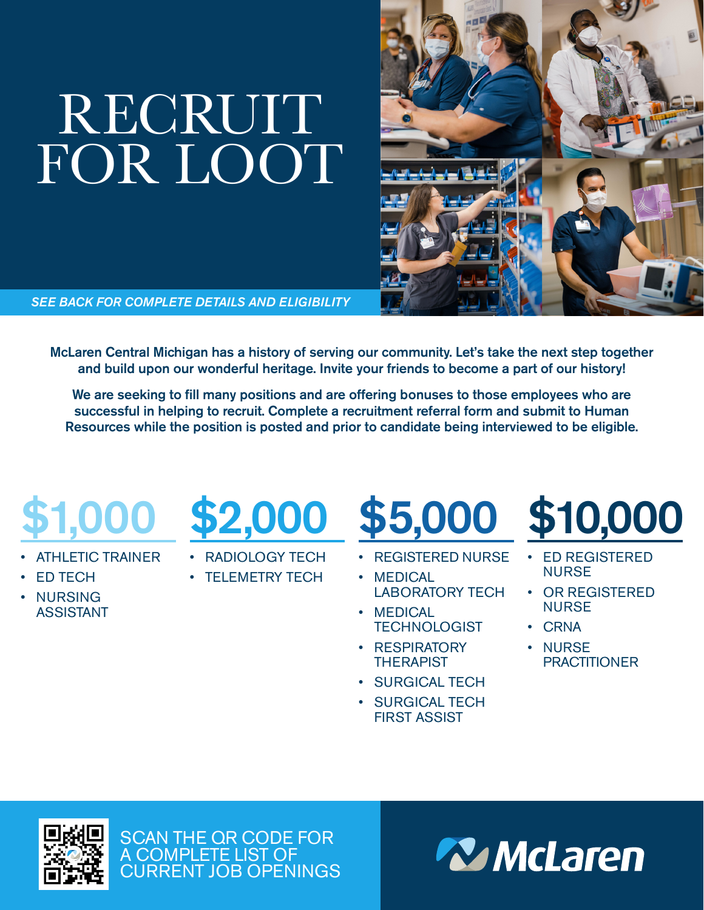# RECRUIT FOR LOOT

*SEE BACK FOR COMPLETE DETAILS AND ELIGIBILITY*

**McLaren Central Michigan has a history of serving our community. Let's take the next step together and build upon our wonderful heritage. Invite your friends to become a part of our history!**

**We are seeking to fill many positions and are offering bonuses to those employees who are successful in helping to recruit. Complete a recruitment referral form and submit to Human Resources while the position is posted and prior to candidate being interviewed to be eligible.**

## $1,000

- ATHLETIC TRAINER
- ED TECH
- NURSING ASSISTANT

## $2,000

- RADIOLOGY TECH
- TELEMETRY TECH

## $5,000

- REGISTERED NURSE
- MEDICAL LABORATORY TECH
- MEDICAL TECHNOLOGIST
- RESPIRATORY THERAPIST
- SURGICAL TECH
- SURGICAL TECH FIRST ASSIST

## $10,000

- ED REGISTERED NURSE
- OR REGISTERED NURSE
- CRNA
- NURSE PRACTITIONER

SCAN THE QR CODE FOR A COMPLETE LIST OF CURRENT JOB OPENINGS

McLaren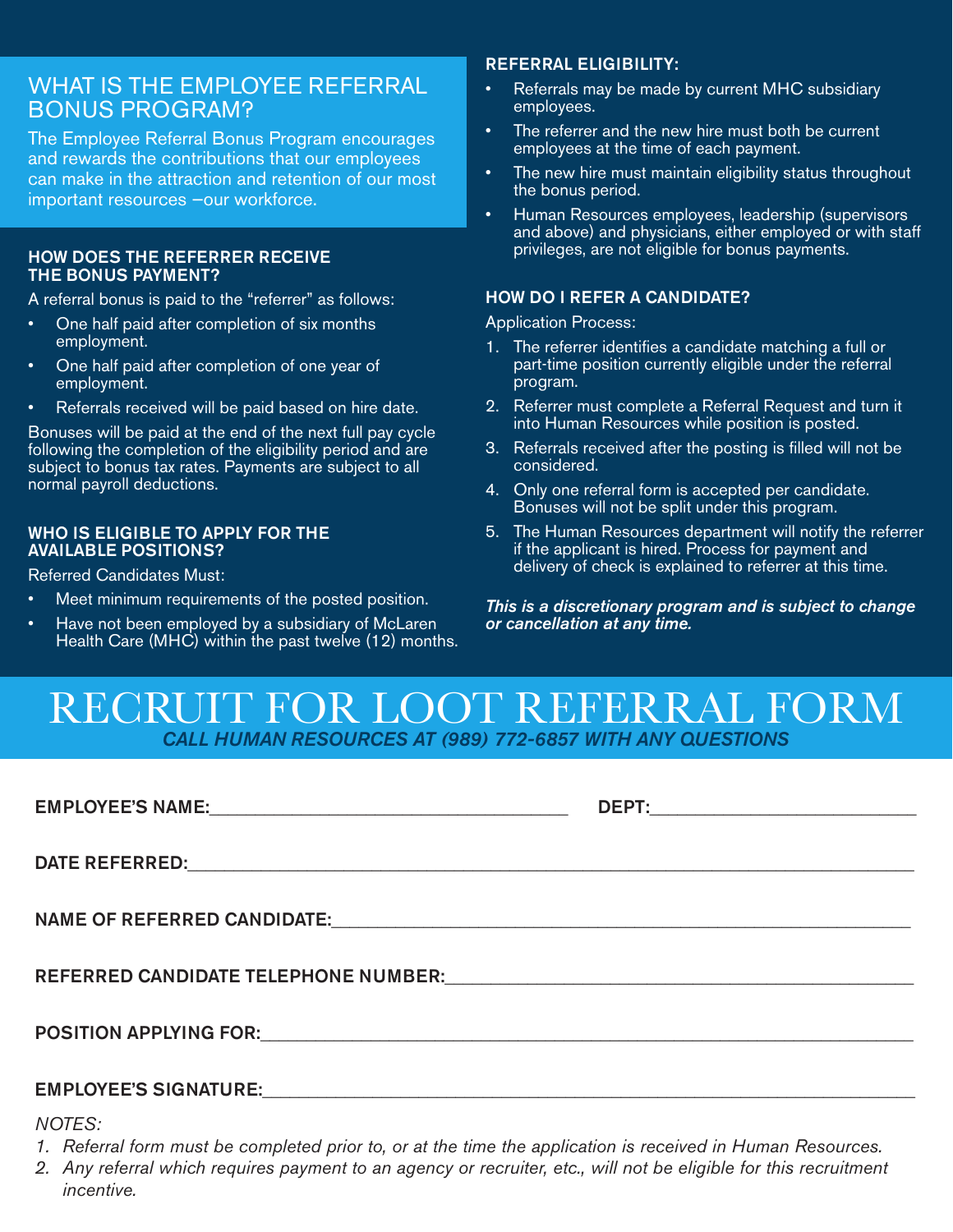## WHAT IS THE EMPLOYEE REFERRAL BONUS PROGRAM?

The Employee Referral Bonus Program encourages and rewards the contributions that our employees can make in the attraction and retention of our most important resources –our workforce.

### HOW DOES THE REFERRER RECEIVE THE BONUS PAYMENT?

A referral bonus is paid to the "referrer" as follows:

- One half paid after completion of six months employment.
- One half paid after completion of one year of employment.
- Referrals received will be paid based on hire date.

Bonuses will be paid at the end of the next full pay cycle following the completion of the eligibility period and are subject to bonus tax rates. Payments are subject to all normal payroll deductions.

### WHO IS ELIGIBLE TO APPLY FOR THE AVAILABLE POSITIONS?

Referred Candidates Must:

- Meet minimum requirements of the posted position.
- Have not been employed by a subsidiary of McLaren Health Care (MHC) within the past twelve (12) months.

### REFERRAL ELIGIBILITY:

- Referrals may be made by current MHC subsidiary employees.
- The referrer and the new hire must both be current employees at the time of each payment.
- The new hire must maintain eligibility status throughout the bonus period.
- Human Resources employees, leadership (supervisors and above) and physicians, either employed or with staff privileges, are not eligible for bonus payments.

### HOW DO I REFER A CANDIDATE?

Application Process:

1. The referrer identifies a candidate matching a full or part-time position currently eligible under the referral program.
2. Referrer must complete a Referral Request and turn it into Human Resources while position is posted.
3. Referrals received after the posting is filled will not be considered.
4. Only one referral form is accepted per candidate. Bonuses will not be split under this program.
5. The Human Resources department will notify the referrer if the applicant is hired. Process for payment and delivery of check is explained to referrer at this time.

***This is a discretionary program and is subject to change or cancellation at any time.***

# RECRUIT FOR LOOT REFERRAL FORM

***CALL HUMAN RESOURCES AT (989) 772-6857 WITH ANY QUESTIONS***

EMPLOYEE'S NAME:_________________________________ DEPT:________________________

DATE REFERRED:______________________________________________________________

NAME OF REFERRED CANDIDATE:_________________________________________________

REFERRED CANDIDATE TELEPHONE NUMBER:_________________________________________

POSITION APPLYING FOR:_______________________________________________________

EMPLOYEE'S SIGNATURE:_______________________________________________________

*NOTES:*

1. *Referral form must be completed prior to, or at the time the application is received in Human Resources.*
2. *Any referral which requires payment to an agency or recruiter, etc., will not be eligible for this recruitment incentive.*